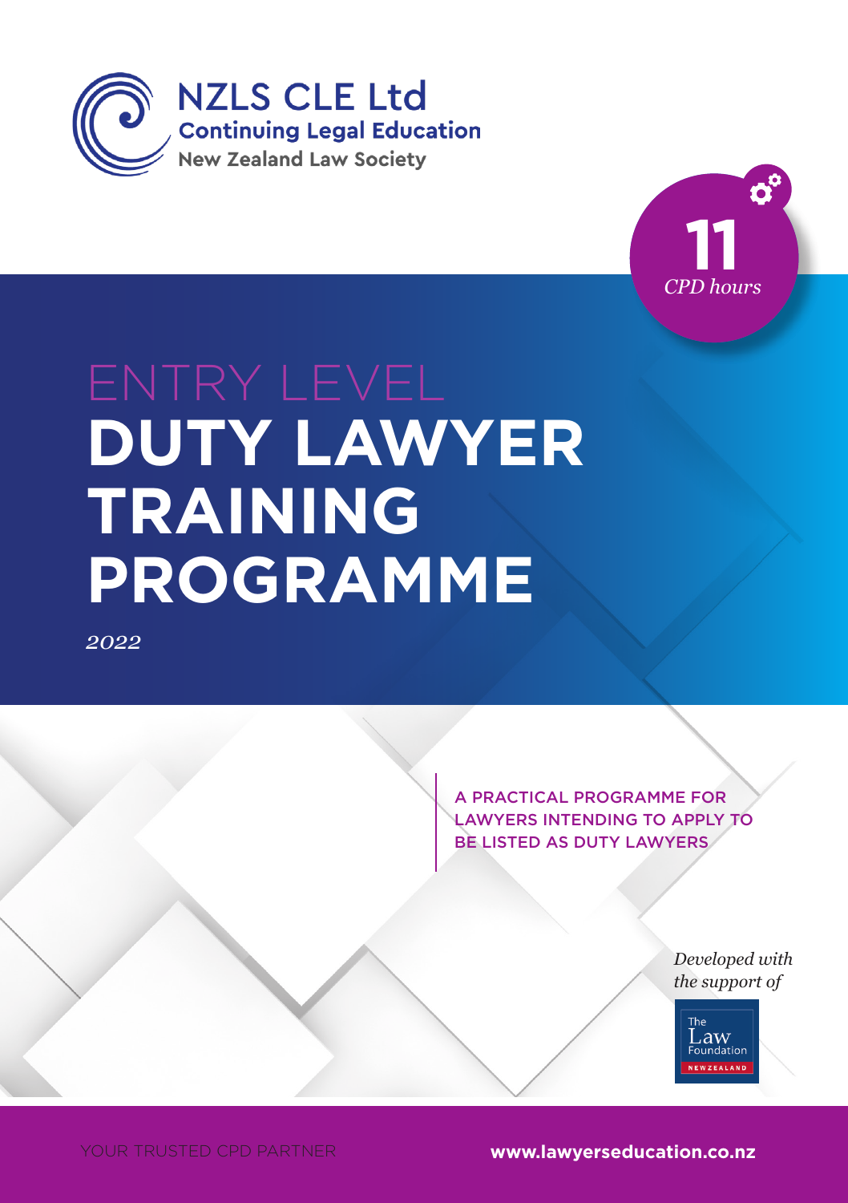NZLS CLE Ltd

Continuing Legal Education

New Zealand Law Society

**11** *CPD hours*

# ENTRY LEVEL **DUTY LAWYER TRAINING PROGRAMME**

*2022*

A PRACTICAL PROGRAMME FOR LAWYERS INTENDING TO APPLY TO BE LISTED AS DUTY LAWYERS

*Developed with the support of*

The Law Foundation NEW ZEALAND

YOUR TRUSTED CPD PARTNER

**www.lawyerseducation.co.nz**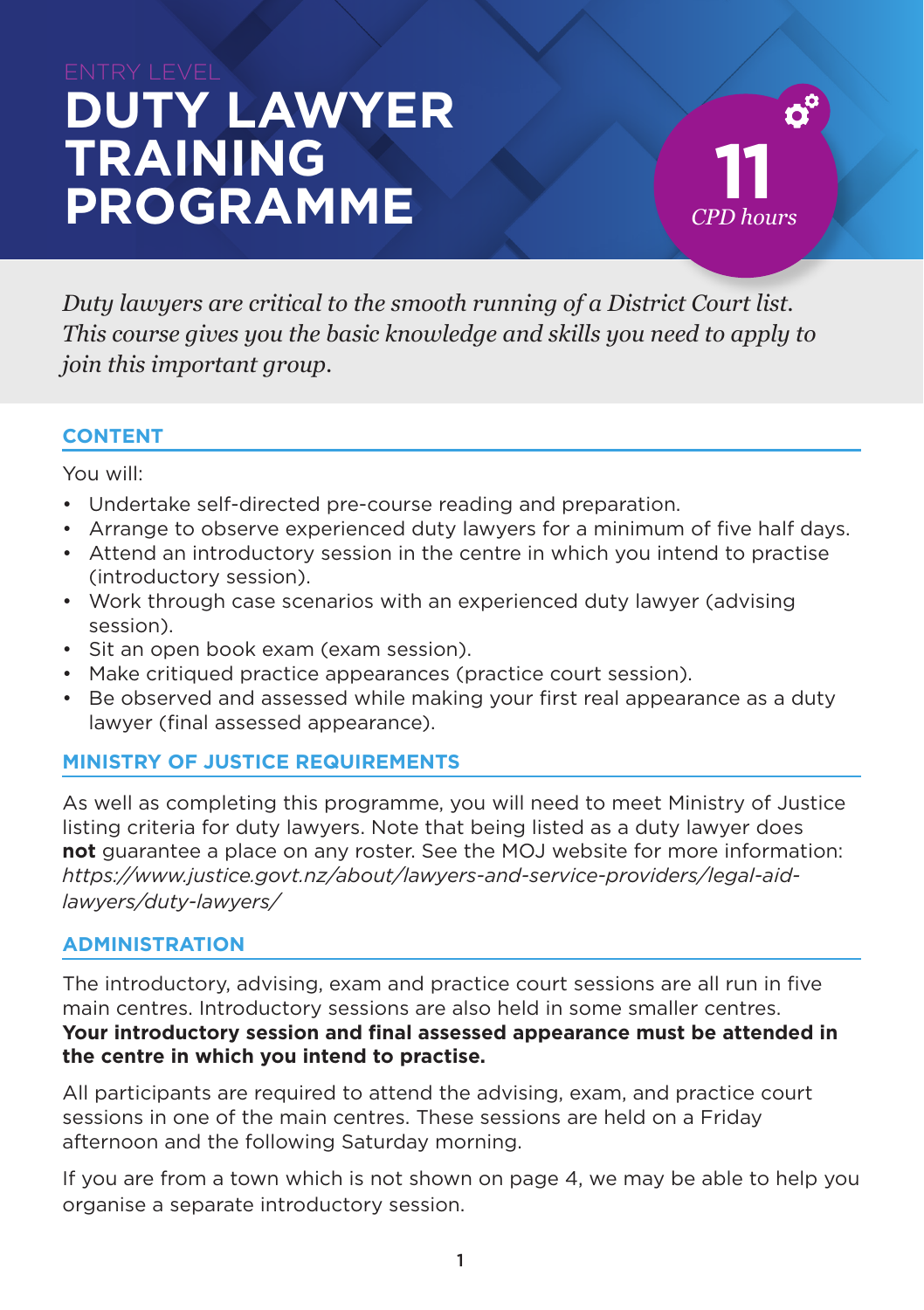ENTRY LEVEL

# DUTY LAWYER TRAINING PROGRAMME

**11** *CPD hours*

*Duty lawyers are critical to the smooth running of a District Court list. This course gives you the basic knowledge and skills you need to apply to join this important group.*

## CONTENT

You will:

- Undertake self-directed pre-course reading and preparation.
- Arrange to observe experienced duty lawyers for a minimum of five half days.
- Attend an introductory session in the centre in which you intend to practise (introductory session).
- Work through case scenarios with an experienced duty lawyer (advising session).
- Sit an open book exam (exam session).
- Make critiqued practice appearances (practice court session).
- Be observed and assessed while making your first real appearance as a duty lawyer (final assessed appearance).

## MINISTRY OF JUSTICE REQUIREMENTS

As well as completing this programme, you will need to meet Ministry of Justice listing criteria for duty lawyers. Note that being listed as a duty lawyer does **not** guarantee a place on any roster. See the MOJ website for more information: *https://www.justice.govt.nz/about/lawyers-and-service-providers/legal-aid-lawyers/duty-lawyers/*

## ADMINISTRATION

The introductory, advising, exam and practice court sessions are all run in five main centres. Introductory sessions are also held in some smaller centres. **Your introductory session and final assessed appearance must be attended in the centre in which you intend to practise.**

All participants are required to attend the advising, exam, and practice court sessions in one of the main centres. These sessions are held on a Friday afternoon and the following Saturday morning.

If you are from a town which is not shown on page 4, we may be able to help you organise a separate introductory session.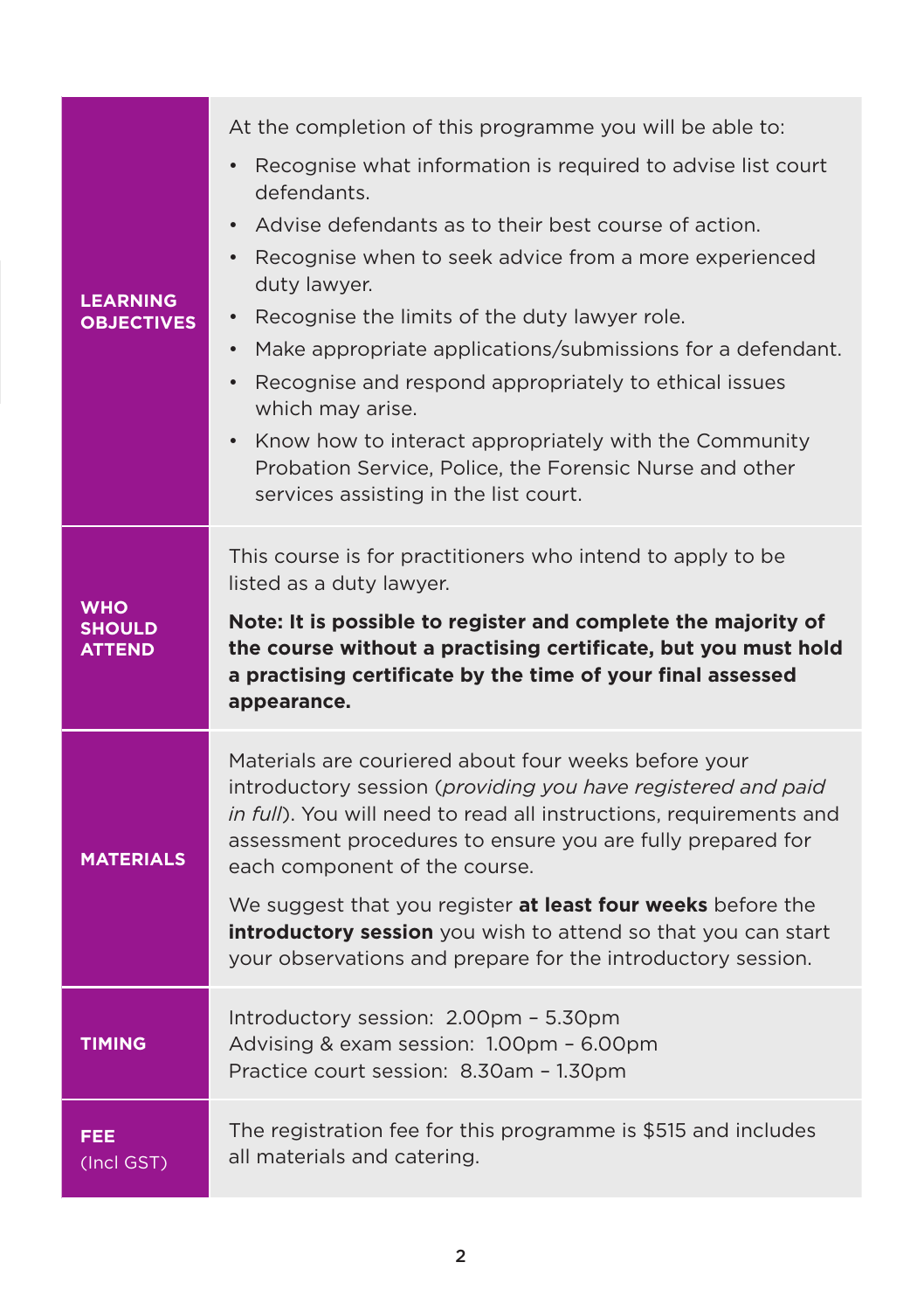| | |
|---|---|
| **LEARNING OBJECTIVES** | At the completion of this programme you will be able to:<br>• Recognise what information is required to advise list court defendants.<br>• Advise defendants as to their best course of action.<br>• Recognise when to seek advice from a more experienced duty lawyer.<br>• Recognise the limits of the duty lawyer role.<br>• Make appropriate applications/submissions for a defendant.<br>• Recognise and respond appropriately to ethical issues which may arise.<br>• Know how to interact appropriately with the Community Probation Service, Police, the Forensic Nurse and other services assisting in the list court. |
| **WHO SHOULD ATTEND** | This course is for practitioners who intend to apply to be listed as a duty lawyer.<br>**Note: It is possible to register and complete the majority of the course without a practising certificate, but you must hold a practising certificate by the time of your final assessed appearance.** |
| **MATERIALS** | Materials are couriered about four weeks before your introductory session (*providing you have registered and paid in full*). You will need to read all instructions, requirements and assessment procedures to ensure you are fully prepared for each component of the course.<br>We suggest that you register **at least four weeks** before the **introductory session** you wish to attend so that you can start your observations and prepare for the introductory session. |
| **TIMING** | Introductory session: 2.00pm – 5.30pm<br>Advising & exam session: 1.00pm – 6.00pm<br>Practice court session: 8.30am – 1.30pm |
| **FEE** (Incl GST) | The registration fee for this programme is $515 and includes all materials and catering. |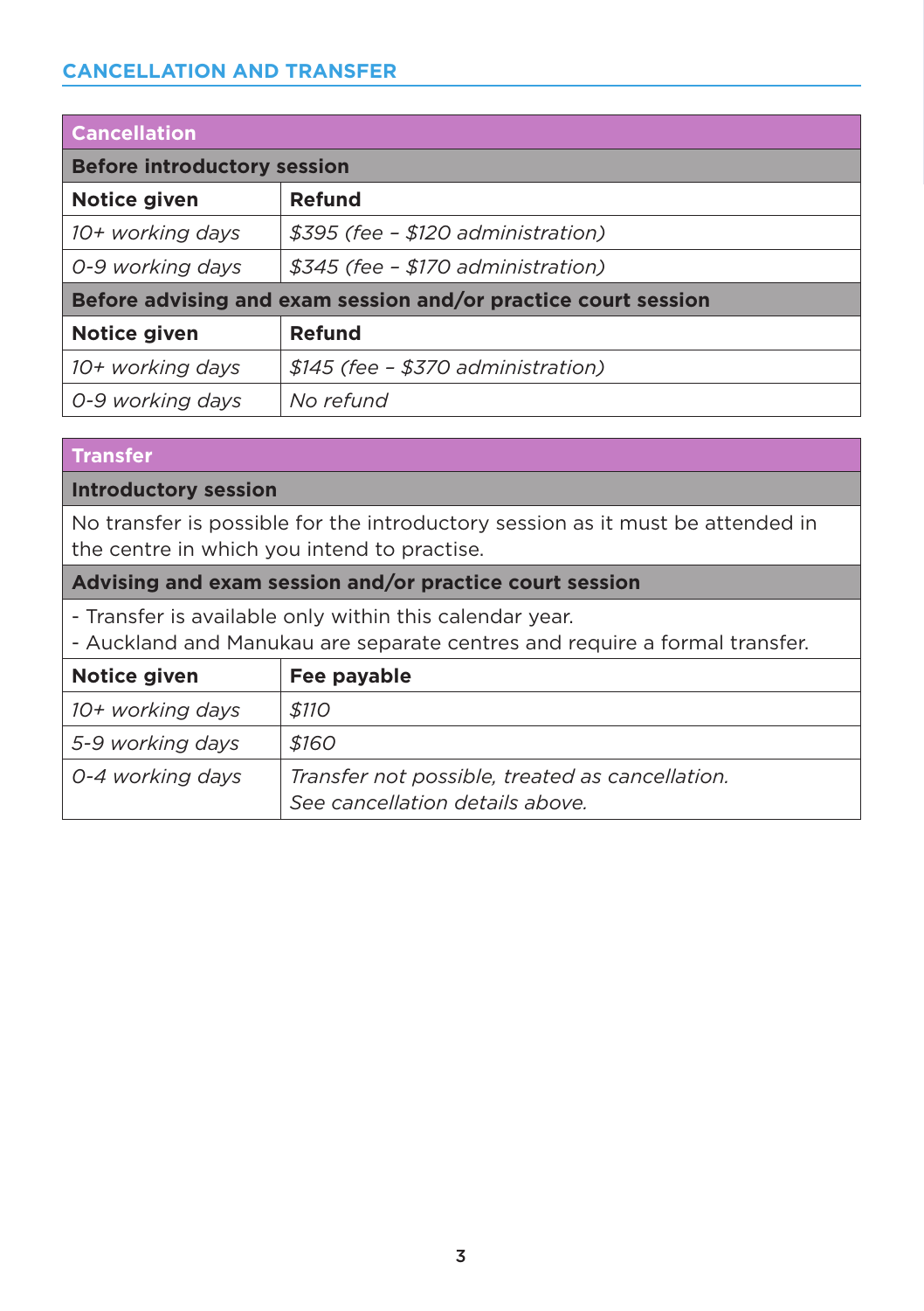## CANCELLATION AND TRANSFER

| Cancellation | |
|---|---|
| **Before introductory session** | |
| **Notice given** | **Refund** |
| *10+ working days* | *$395 (fee – $120 administration)* |
| *0-9 working days* | *$345 (fee – $170 administration)* |
| **Before advising and exam session and/or practice court session** | |
| **Notice given** | **Refund** |
| *10+ working days* | *$145 (fee – $370 administration)* |
| *0-9 working days* | *No refund* |

| Transfer | |
|---|---|
| **Introductory session** | |
| No transfer is possible for the introductory session as it must be attended in the centre in which you intend to practise. | |
| **Advising and exam session and/or practice court session** | |
| - Transfer is available only within this calendar year.<br>- Auckland and Manukau are separate centres and require a formal transfer. | |
| **Notice given** | **Fee payable** |
| *10+ working days* | *$110* |
| *5-9 working days* | *$160* |
| *0-4 working days* | *Transfer not possible, treated as cancellation. See cancellation details above.* |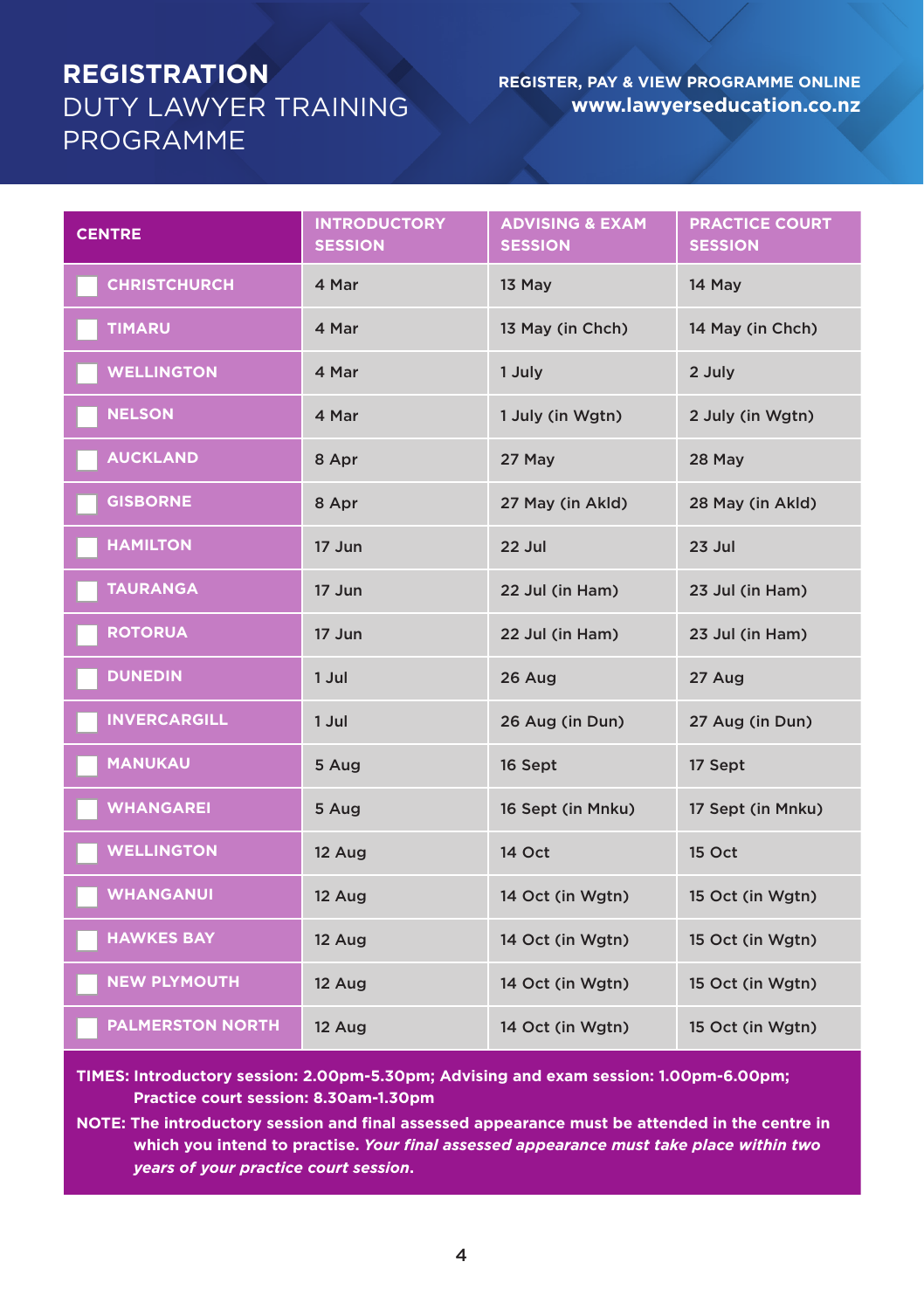# REGISTRATION
## DUTY LAWYER TRAINING PROGRAMME

**REGISTER, PAY & VIEW PROGRAMME ONLINE**
**www.lawyerseducation.co.nz**

| CENTRE | INTRODUCTORY SESSION | ADVISING & EXAM SESSION | PRACTICE COURT SESSION |
|---|---|---|---|
| CHRISTCHURCH | 4 Mar | 13 May | 14 May |
| TIMARU | 4 Mar | 13 May (in Chch) | 14 May (in Chch) |
| WELLINGTON | 4 Mar | 1 July | 2 July |
| NELSON | 4 Mar | 1 July (in Wgtn) | 2 July (in Wgtn) |
| AUCKLAND | 8 Apr | 27 May | 28 May |
| GISBORNE | 8 Apr | 27 May (in Akld) | 28 May (in Akld) |
| HAMILTON | 17 Jun | 22 Jul | 23 Jul |
| TAURANGA | 17 Jun | 22 Jul (in Ham) | 23 Jul (in Ham) |
| ROTORUA | 17 Jun | 22 Jul (in Ham) | 23 Jul (in Ham) |
| DUNEDIN | 1 Jul | 26 Aug | 27 Aug |
| INVERCARGILL | 1 Jul | 26 Aug (in Dun) | 27 Aug (in Dun) |
| MANUKAU | 5 Aug | 16 Sept | 17 Sept |
| WHANGAREI | 5 Aug | 16 Sept (in Mnku) | 17 Sept (in Mnku) |
| WELLINGTON | 12 Aug | 14 Oct | 15 Oct |
| WHANGANUI | 12 Aug | 14 Oct (in Wgtn) | 15 Oct (in Wgtn) |
| HAWKES BAY | 12 Aug | 14 Oct (in Wgtn) | 15 Oct (in Wgtn) |
| NEW PLYMOUTH | 12 Aug | 14 Oct (in Wgtn) | 15 Oct (in Wgtn) |
| PALMERSTON NORTH | 12 Aug | 14 Oct (in Wgtn) | 15 Oct (in Wgtn) |

**TIMES: Introductory session: 2.00pm-5.30pm; Advising and exam session: 1.00pm-6.00pm; Practice court session: 8.30am-1.30pm**

**NOTE: The introductory session and final assessed appearance must be attended in the centre in which you intend to practise. *Your final assessed appearance must take place within two years of your practice court session.***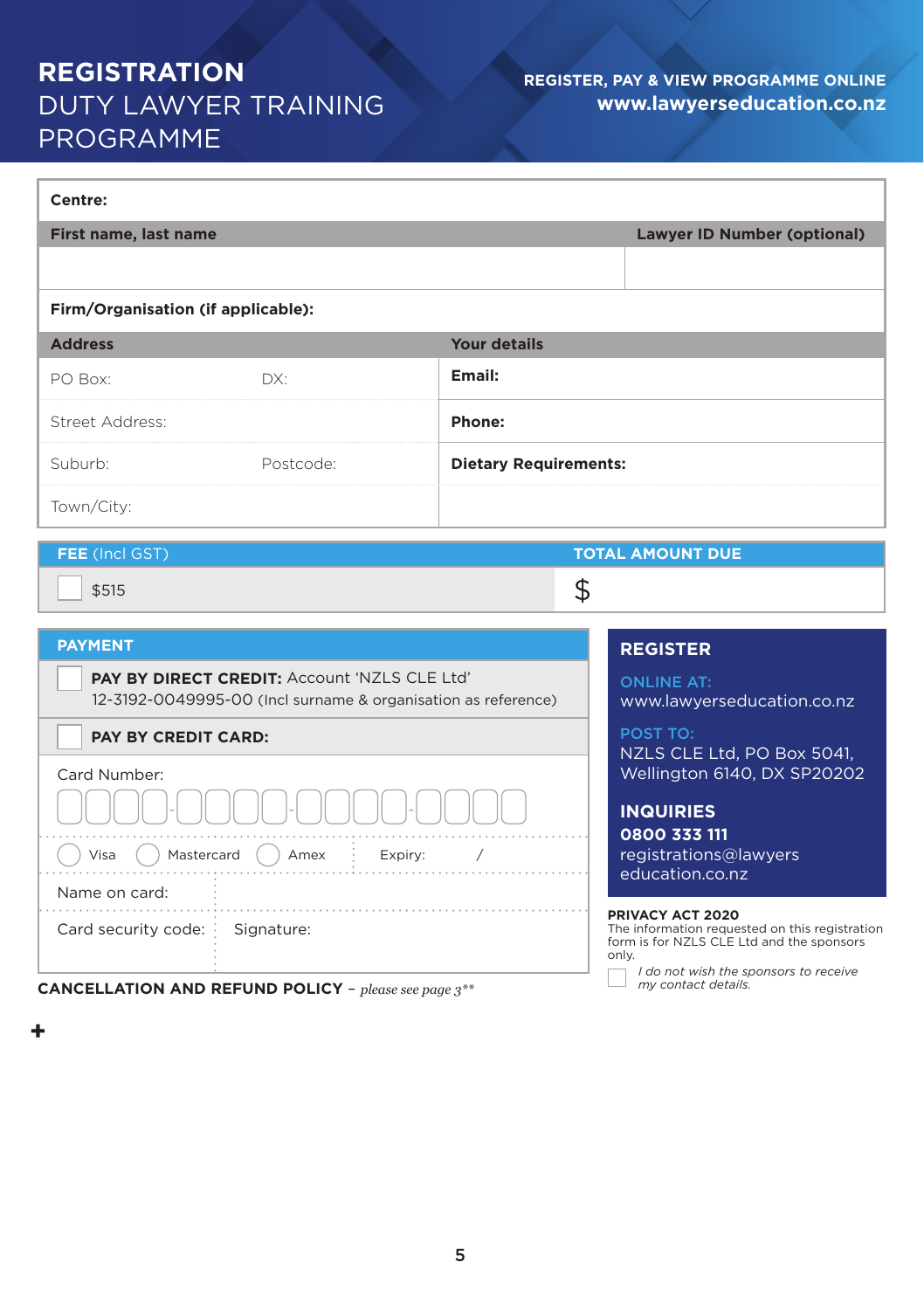# REGISTRATION
# DUTY LAWYER TRAINING PROGRAMME

**REGISTER, PAY & VIEW PROGRAMME ONLINE**
**www.lawyerseducation.co.nz**

| | |
|---|---|
| **Centre:** | |
| **First name, last name** | **Lawyer ID Number (optional)** |
| | |
| **Firm/Organisation (if applicable):** | |

| **Address** | | **Your details** |
|---|---|---|
| PO Box: | DX: | **Email:** |
| Street Address: | | **Phone:** |
| Suburb: | Postcode: | **Dietary Requirements:** |
| Town/City: | | |

| **FEE** (Incl GST) | **TOTAL AMOUNT DUE** |
|---|---|
| ☐ $515 | $ |

## PAYMENT

☐ **PAY BY DIRECT CREDIT:** Account 'NZLS CLE Ltd'
12-3192-0049995-00 (Incl surname & organisation as reference)

☐ **PAY BY CREDIT CARD:**

Card Number: ☐☐☐☐-☐☐☐☐-☐☐☐☐-☐☐☐☐

◯ Visa ◯ Mastercard ◯ Amex Expiry: /

Name on card:

Card security code: Signature:

**CANCELLATION AND REFUND POLICY** – *please see page 3***

## REGISTER

**ONLINE AT:**
www.lawyerseducation.co.nz

**POST TO:**
NZLS CLE Ltd, PO Box 5041, Wellington 6140, DX SP20202

**INQUIRIES**
**0800 333 111**
registrations@lawyerseducation.co.nz

**PRIVACY ACT 2020**
The information requested on this registration form is for NZLS CLE Ltd and the sponsors only.

☐ *I do not wish the sponsors to receive my contact details.*